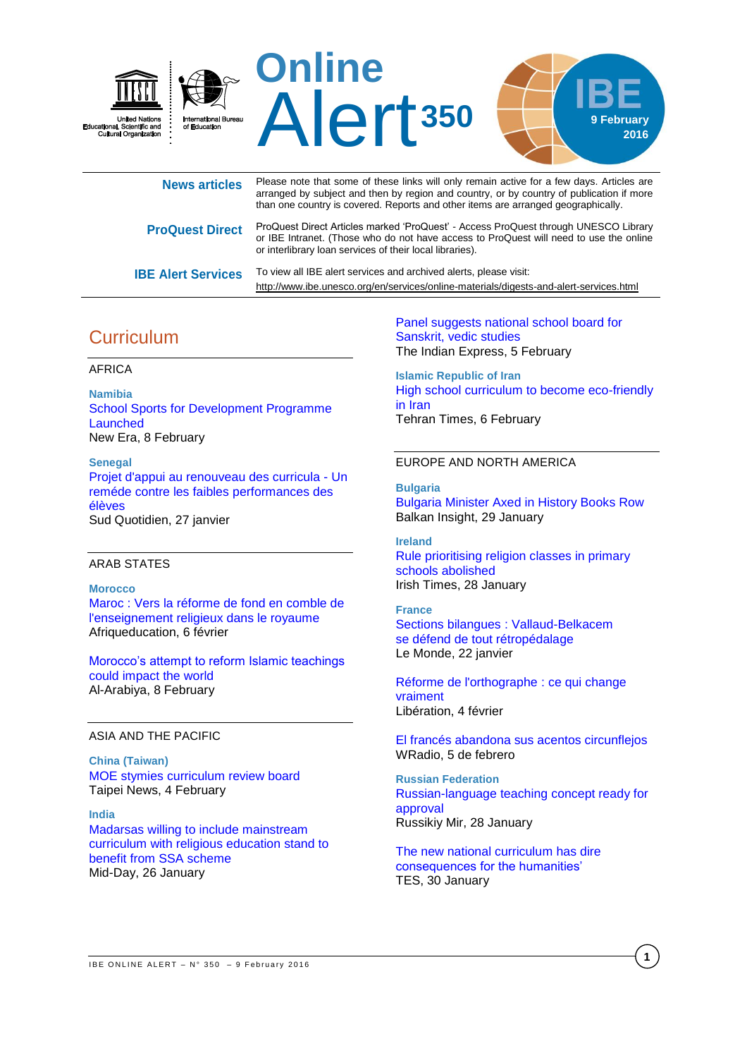# Online Alert 350

IBE 9 February 2016

United Nations Educational, Scientific and Cultural Organization — International Bureau of Education

**News articles** Please note that some of these links will only remain active for a few days. Articles are arranged by subject and then by region and country, or by country of publication if more than one country is covered. Reports and other items are arranged geographically.

**ProQuest Direct** ProQuest Direct Articles marked 'ProQuest' - Access ProQuest through UNESCO Library or IBE Intranet. (Those who do not have access to ProQuest will need to use the online or interlibrary loan services of their local libraries).

**IBE Alert Services** To view all IBE alert services and archived alerts, please visit: http://www.ibe.unesco.org/en/services/online-materials/digests-and-alert-services.html

## Curriculum

### AFRICA

**Namibia**

School Sports for Development Programme Launched
New Era, 8 February

**Senegal**

Projet d'appui au renouveau des curricula - Un reméde contre les faibles performances des élèves
Sud Quotidien, 27 janvier

### ARAB STATES

**Morocco**

Maroc : Vers la réforme de fond en comble de l'enseignement religieux dans le royaume
Afriqueducation, 6 février

Morocco's attempt to reform Islamic teachings could impact the world
Al-Arabiya, 8 February

### ASIA AND THE PACIFIC

**China (Taiwan)**

MOE stymies curriculum review board
Taipei News, 4 February

**India**

Madarsas willing to include mainstream curriculum with religious education stand to benefit from SSA scheme
Mid-Day, 26 January

Panel suggests national school board for Sanskrit, vedic studies
The Indian Express, 5 February

**Islamic Republic of Iran**

High school curriculum to become eco-friendly in Iran
Tehran Times, 6 February

### EUROPE AND NORTH AMERICA

**Bulgaria**

Bulgaria Minister Axed in History Books Row
Balkan Insight, 29 January

**Ireland**

Rule prioritising religion classes in primary schools abolished
Irish Times, 28 January

**France**

Sections bilangues : Vallaud-Belkacem se défend de tout rétropédalage
Le Monde, 22 janvier

Réforme de l'orthographe : ce qui change vraiment
Libération, 4 février

El francés abandona sus acentos circunflejos
WRadio, 5 de febrero

**Russian Federation**

Russian-language teaching concept ready for approval
Russikiy Mir, 28 January

The new national curriculum has dire consequences for the humanities'
TES, 30 January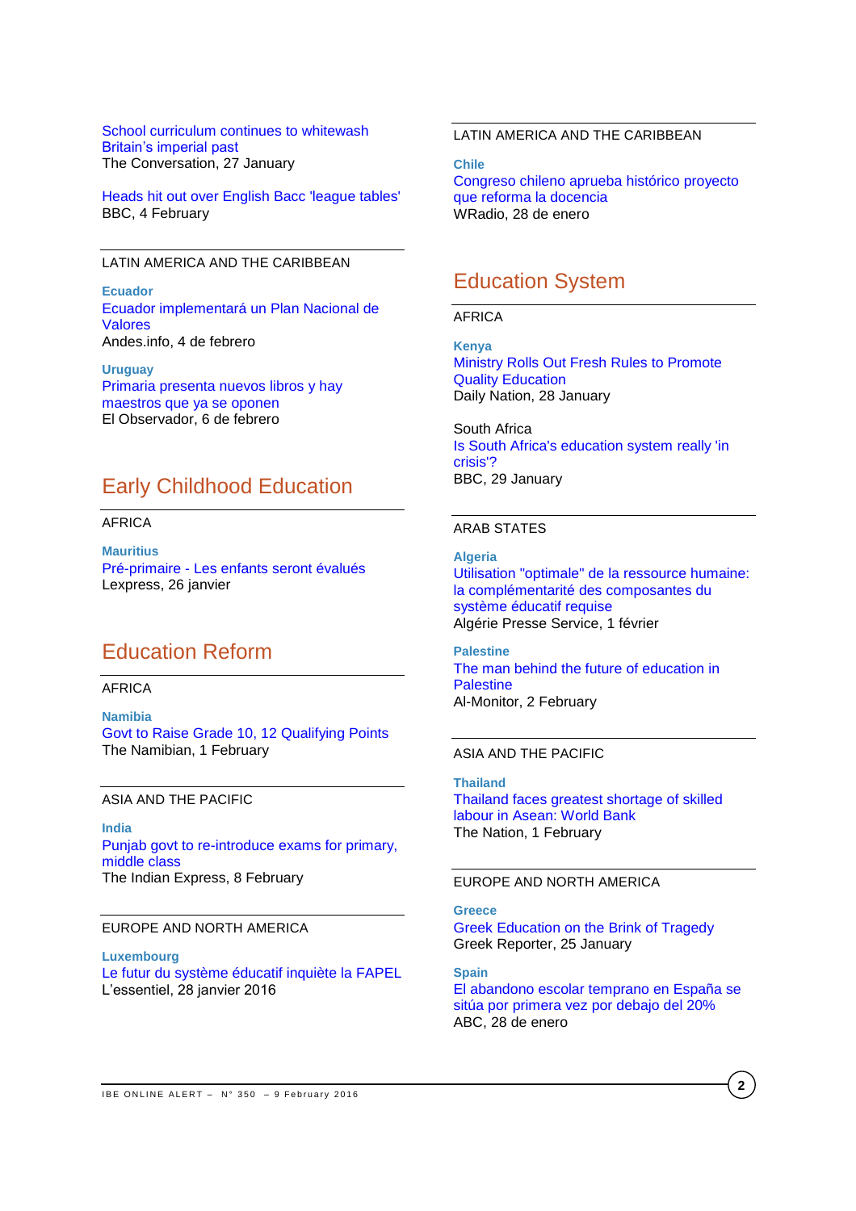School curriculum continues to whitewash Britain's imperial past
The Conversation, 27 January

Heads hit out over English Bacc 'league tables'
BBC, 4 February

LATIN AMERICA AND THE CARIBBEAN

**Ecuador**
Ecuador implementará un Plan Nacional de Valores
Andes.info, 4 de febrero

**Uruguay**
Primaria presenta nuevos libros y hay maestros que ya se oponen
El Observador, 6 de febrero

## Early Childhood Education

AFRICA

**Mauritius**
Pré-primaire - Les enfants seront évalués
Lexpress, 26 janvier

## Education Reform

AFRICA

**Namibia**
Govt to Raise Grade 10, 12 Qualifying Points
The Namibian, 1 February

ASIA AND THE PACIFIC

**India**
Punjab govt to re-introduce exams for primary, middle class
The Indian Express, 8 February

EUROPE AND NORTH AMERICA

**Luxembourg**
Le futur du système éducatif inquiète la FAPEL
L'essentiel, 28 janvier 2016

LATIN AMERICA AND THE CARIBBEAN

**Chile**
Congreso chileno aprueba histórico proyecto que reforma la docencia
WRadio, 28 de enero

## Education System

AFRICA

**Kenya**
Ministry Rolls Out Fresh Rules to Promote Quality Education
Daily Nation, 28 January

South Africa
Is South Africa's education system really 'in crisis'?
BBC, 29 January

ARAB STATES

**Algeria**
Utilisation "optimale" de la ressource humaine: la complémentarité des composantes du système éducatif requise
Algérie Presse Service, 1 février

**Palestine**
The man behind the future of education in Palestine
Al-Monitor, 2 February

ASIA AND THE PACIFIC

**Thailand**
Thailand faces greatest shortage of skilled labour in Asean: World Bank
The Nation, 1 February

EUROPE AND NORTH AMERICA

**Greece**
Greek Education on the Brink of Tragedy
Greek Reporter, 25 January

**Spain**
El abandono escolar temprano en España se sitúa por primera vez por debajo del 20%
ABC, 28 de enero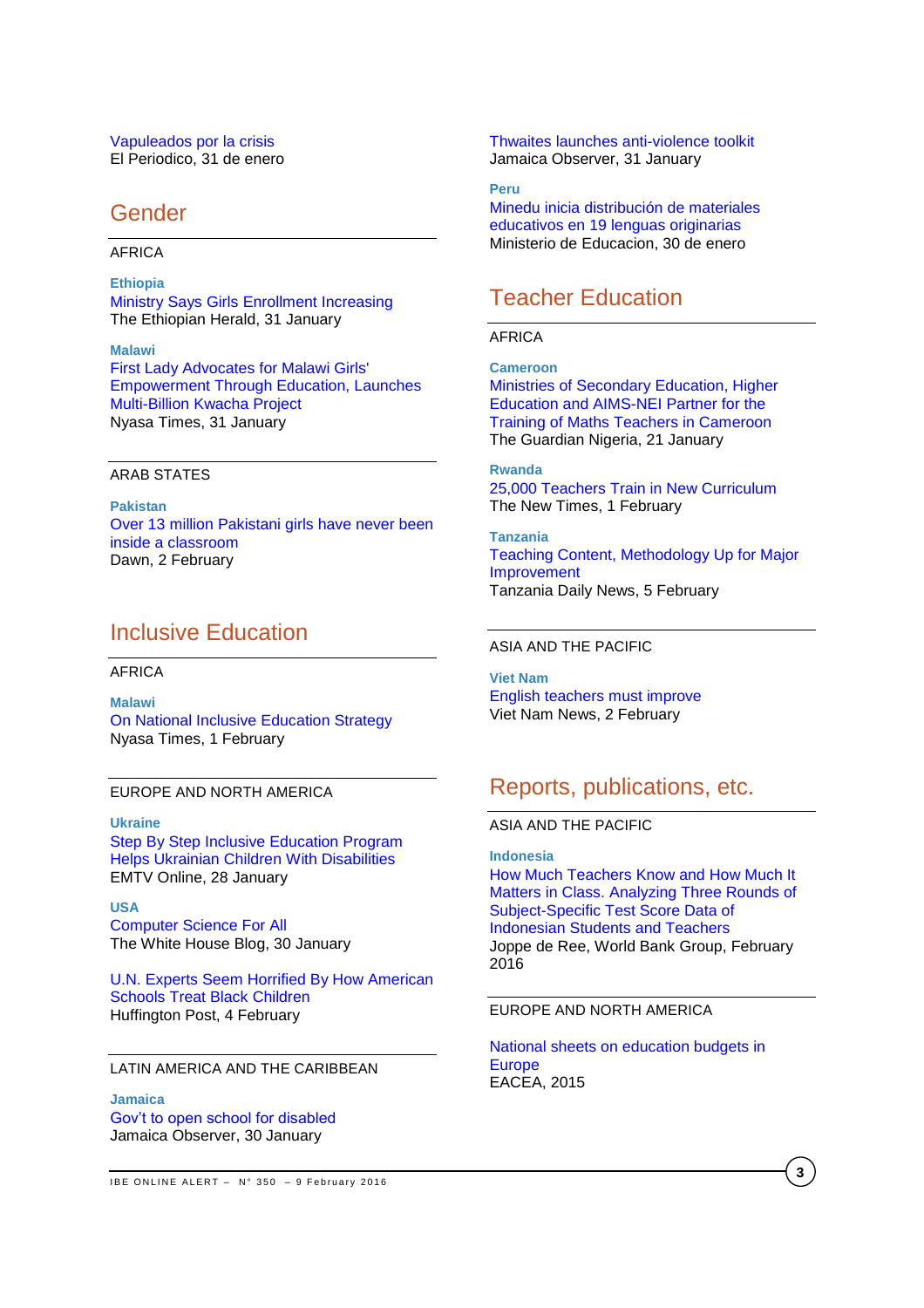Vapuleados por la crisis
El Periodico, 31 de enero

## Gender

AFRICA

**Ethiopia**
Ministry Says Girls Enrollment Increasing
The Ethiopian Herald, 31 January

**Malawi**
First Lady Advocates for Malawi Girls' Empowerment Through Education, Launches Multi-Billion Kwacha Project
Nyasa Times, 31 January

ARAB STATES

**Pakistan**
Over 13 million Pakistani girls have never been inside a classroom
Dawn, 2 February

## Inclusive Education

AFRICA

**Malawi**
On National Inclusive Education Strategy
Nyasa Times, 1 February

EUROPE AND NORTH AMERICA

**Ukraine**
Step By Step Inclusive Education Program Helps Ukrainian Children With Disabilities
EMTV Online, 28 January

**USA**
Computer Science For All
The White House Blog, 30 January

U.N. Experts Seem Horrified By How American Schools Treat Black Children
Huffington Post, 4 February

LATIN AMERICA AND THE CARIBBEAN

**Jamaica**
Gov't to open school for disabled
Jamaica Observer, 30 January

Thwaites launches anti-violence toolkit
Jamaica Observer, 31 January

**Peru**
Minedu inicia distribución de materiales educativos en 19 lenguas originarias
Ministerio de Educacion, 30 de enero

## Teacher Education

AFRICA

**Cameroon**
Ministries of Secondary Education, Higher Education and AIMS-NEI Partner for the Training of Maths Teachers in Cameroon
The Guardian Nigeria, 21 January

**Rwanda**
25,000 Teachers Train in New Curriculum
The New Times, 1 February

**Tanzania**
Teaching Content, Methodology Up for Major Improvement
Tanzania Daily News, 5 February

ASIA AND THE PACIFIC

**Viet Nam**
English teachers must improve
Viet Nam News, 2 February

## Reports, publications, etc.

ASIA AND THE PACIFIC

**Indonesia**
How Much Teachers Know and How Much It Matters in Class. Analyzing Three Rounds of Subject-Specific Test Score Data of Indonesian Students and Teachers
Joppe de Ree, World Bank Group, February 2016

EUROPE AND NORTH AMERICA

National sheets on education budgets in Europe
EACEA, 2015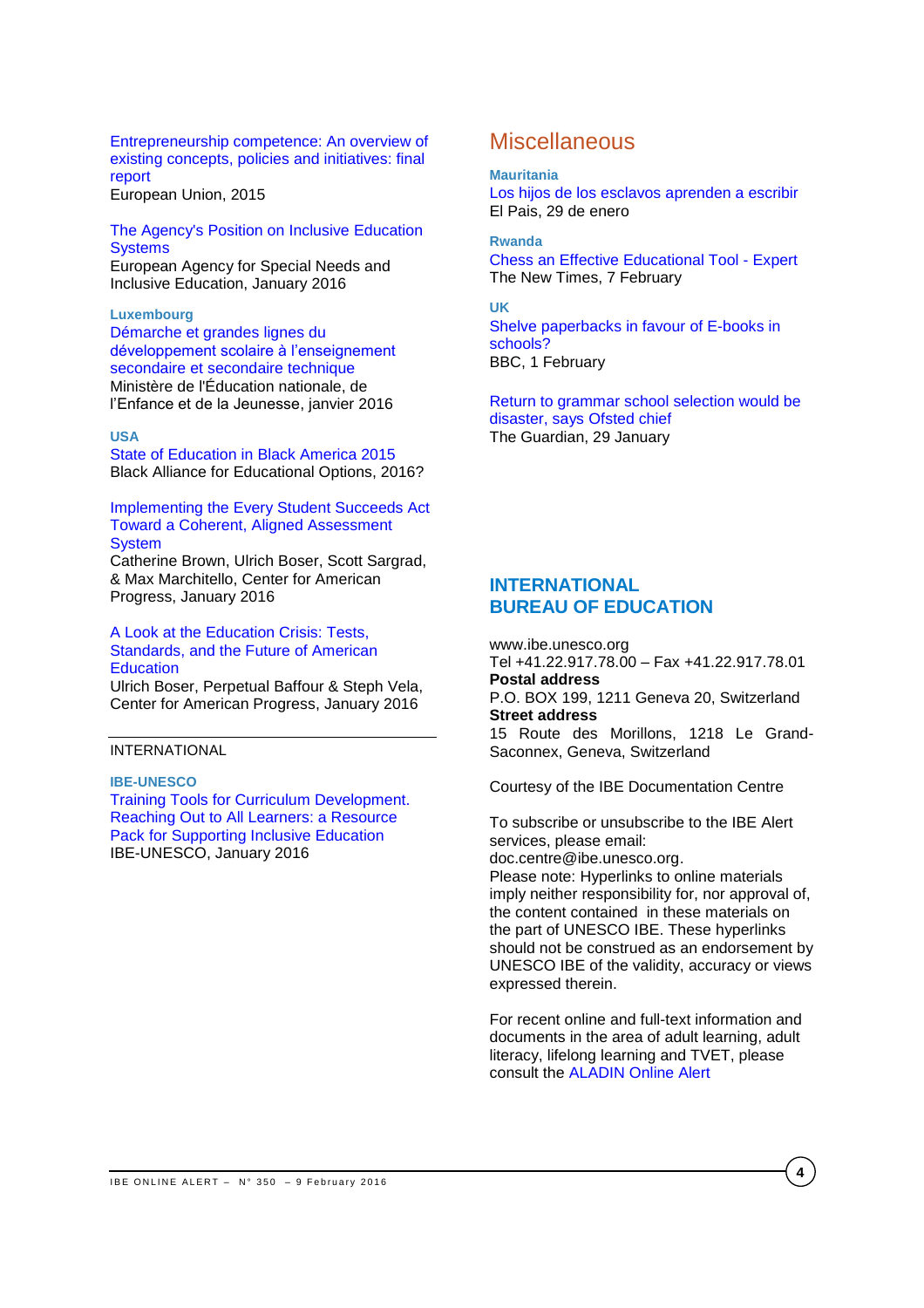Entrepreneurship competence: An overview of existing concepts, policies and initiatives: final report
European Union, 2015

The Agency's Position on Inclusive Education Systems
European Agency for Special Needs and Inclusive Education, January 2016

**Luxembourg**

Démarche et grandes lignes du développement scolaire à l'enseignement secondaire et secondaire technique
Ministère de l'Éducation nationale, de l'Enfance et de la Jeunesse, janvier 2016

**USA**

State of Education in Black America 2015
Black Alliance for Educational Options, 2016?

Implementing the Every Student Succeeds Act Toward a Coherent, Aligned Assessment System
Catherine Brown, Ulrich Boser, Scott Sargrad, & Max Marchitello, Center for American Progress, January 2016

A Look at the Education Crisis: Tests, Standards, and the Future of American Education
Ulrich Boser, Perpetual Baffour & Steph Vela, Center for American Progress, January 2016

INTERNATIONAL

**IBE-UNESCO**

Training Tools for Curriculum Development. Reaching Out to All Learners: a Resource Pack for Supporting Inclusive Education
IBE-UNESCO, January 2016

## Miscellaneous

**Mauritania**

Los hijos de los esclavos aprenden a escribir
El Pais, 29 de enero

**Rwanda**

Chess an Effective Educational Tool - Expert
The New Times, 7 February

**UK**

Shelve paperbacks in favour of E-books in schools?
BBC, 1 February

Return to grammar school selection would be disaster, says Ofsted chief
The Guardian, 29 January

## INTERNATIONAL BUREAU OF EDUCATION

www.ibe.unesco.org
Tel +41.22.917.78.00 – Fax +41.22.917.78.01
**Postal address**
P.O. BOX 199, 1211 Geneva 20, Switzerland
**Street address**
15 Route des Morillons, 1218 Le Grand-Saconnex, Geneva, Switzerland

Courtesy of the IBE Documentation Centre

To subscribe or unsubscribe to the IBE Alert services, please email: doc.centre@ibe.unesco.org.
Please note: Hyperlinks to online materials imply neither responsibility for, nor approval of, the content contained in these materials on the part of UNESCO IBE. These hyperlinks should not be construed as an endorsement by UNESCO IBE of the validity, accuracy or views expressed therein.

For recent online and full-text information and documents in the area of adult learning, adult literacy, lifelong learning and TVET, please consult the ALADIN Online Alert